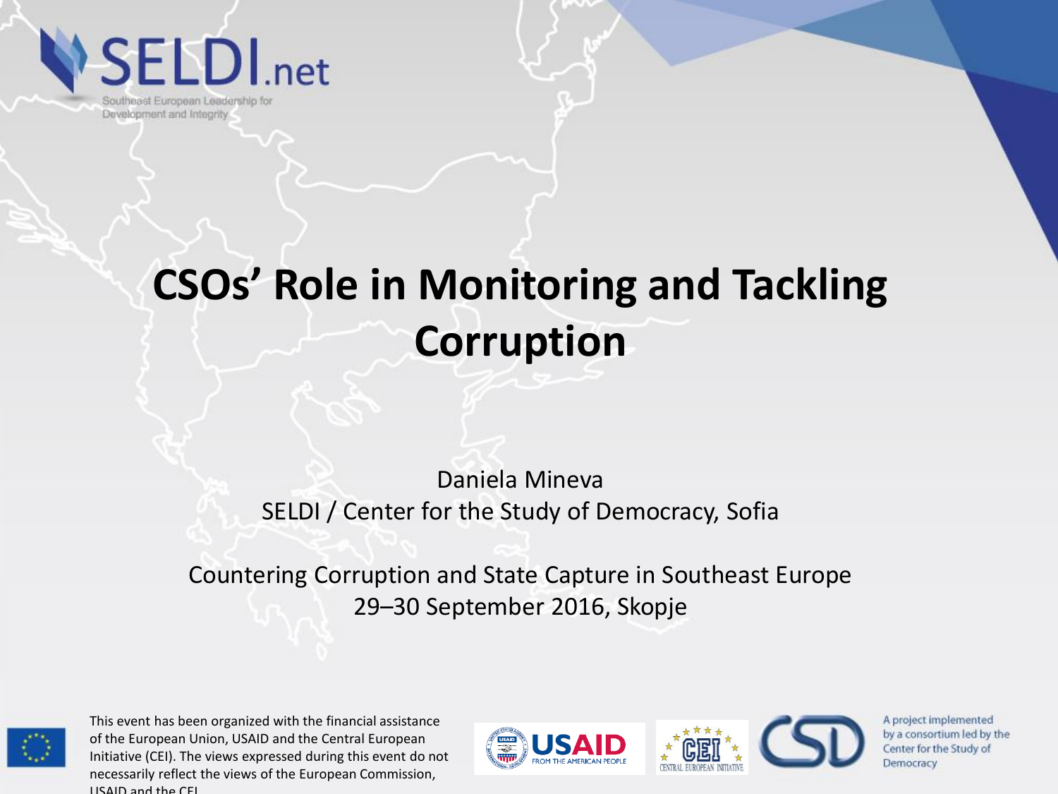SELDI.net

Southeast European Leadership for Development and Integrity

# CSOs' Role in Monitoring and Tackling Corruption

Daniela Mineva

SELDI / Center for the Study of Democracy, Sofia

Countering Corruption and State Capture in Southeast Europe

29–30 September 2016, Skopje

This event has been organized with the financial assistance of the European Union, USAID and the Central European Initiative (CEI). The views expressed during this event do not necessarily reflect the views of the European Commission, USAID and the CEI.

USAID FROM THE AMERICAN PEOPLE

CEI CENTRAL EUROPEAN INITIATIVE

CSD

A project implemented by a consortium led by the Center for the Study of Democracy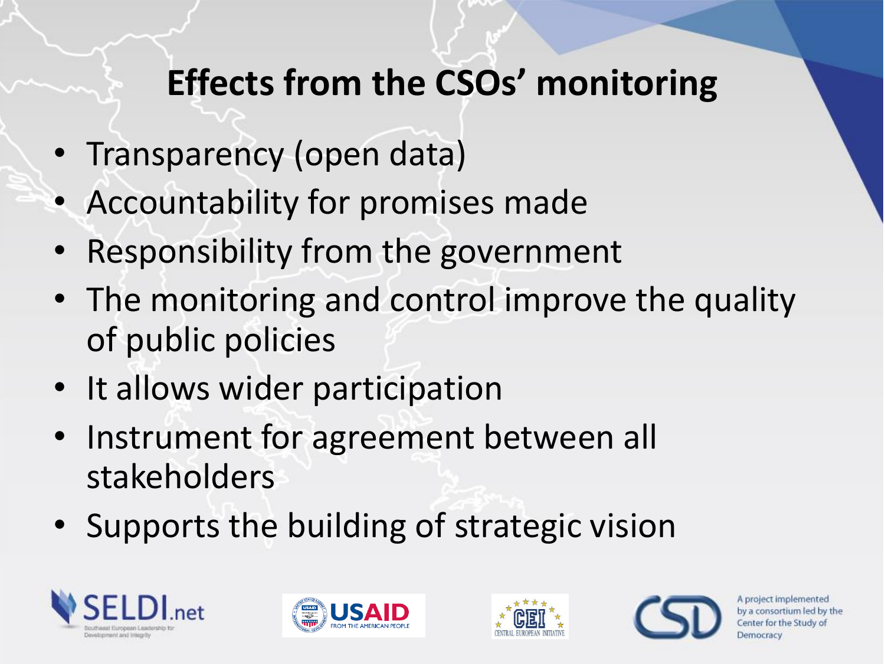# Effects from the CSOs' monitoring

- Transparency (open data)
- Accountability for promises made
- Responsibility from the government
- The monitoring and control improve the quality of public policies
- It allows wider participation
- Instrument for agreement between all stakeholders
- Supports the building of strategic vision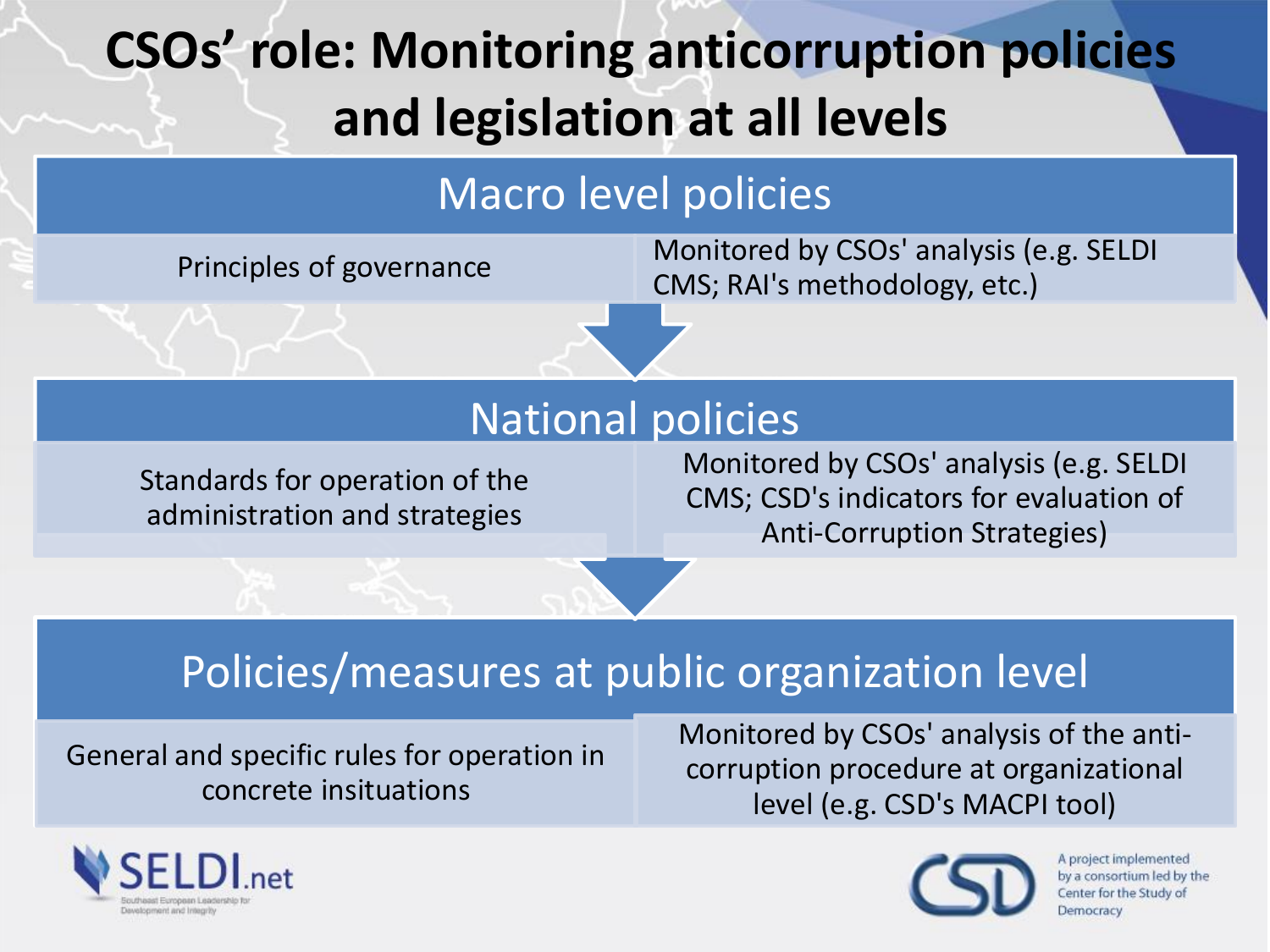# CSOs' role: Monitoring anticorruption policies and legislation at all levels

## Macro level policies

| Principles of governance | Monitored by CSOs' analysis (e.g. SELDI CMS; RAI's methodology, etc.) |
|---|---|

## National policies

| Standards for operation of the administration and strategies | Monitored by CSOs' analysis (e.g. SELDI CMS; CSD's indicators for evaluation of Anti-Corruption Strategies) |
|---|---|

## Policies/measures at public organization level

| General and specific rules for operation in concrete insituations | Monitored by CSOs' analysis of the anti-corruption procedure at organizational level (e.g. CSD's MACPI tool) |
|---|---|

SELDI.net — Southeast European Leadership for Development and Integrity

CSD — A project implemented by a consortium led by the Center for the Study of Democracy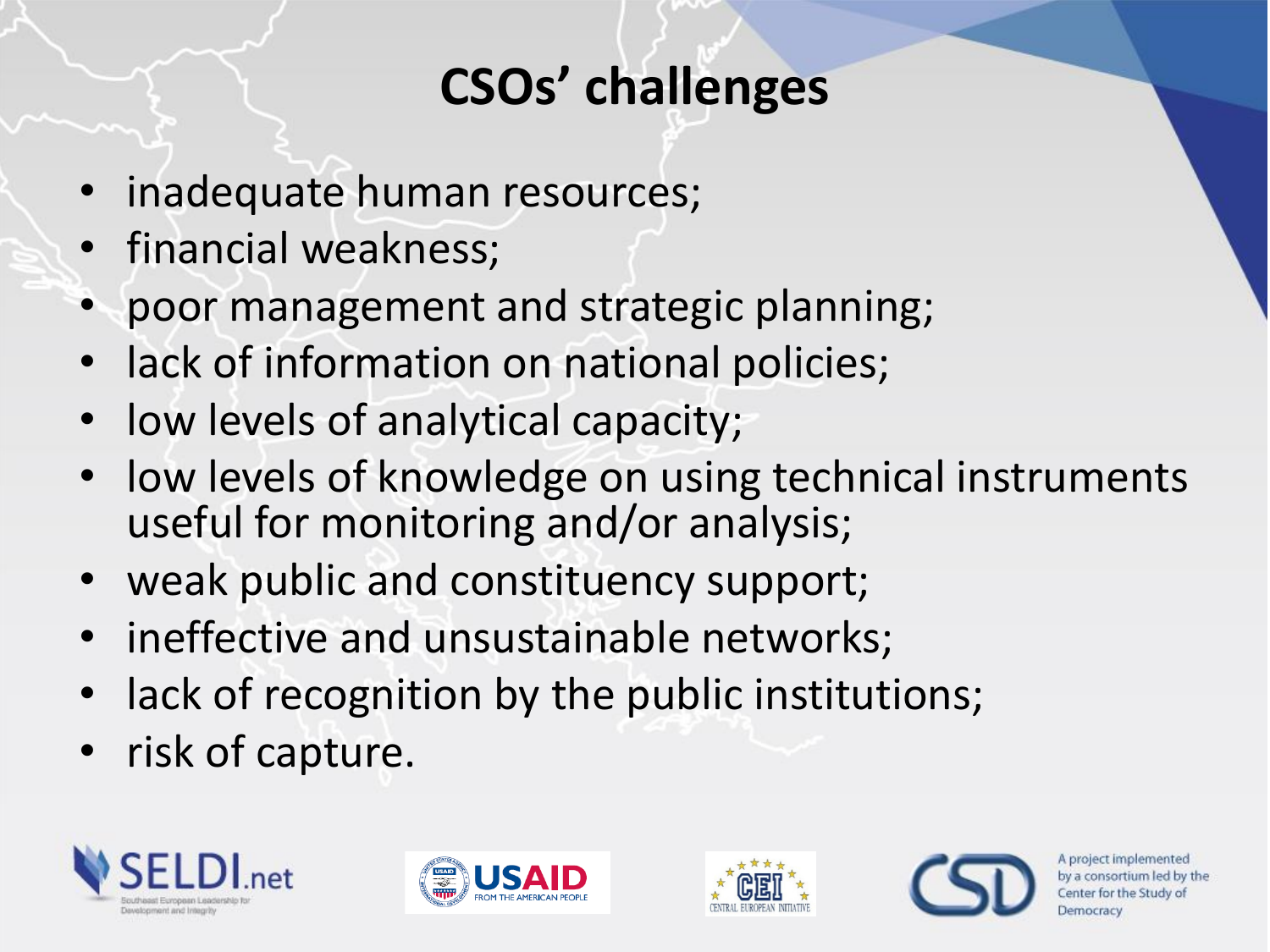# CSOs' challenges

- inadequate human resources;
- financial weakness;
- poor management and strategic planning;
- lack of information on national policies;
- low levels of analytical capacity;
- low levels of knowledge on using technical instruments useful for monitoring and/or analysis;
- weak public and constituency support;
- ineffective and unsustainable networks;
- lack of recognition by the public institutions;
- risk of capture.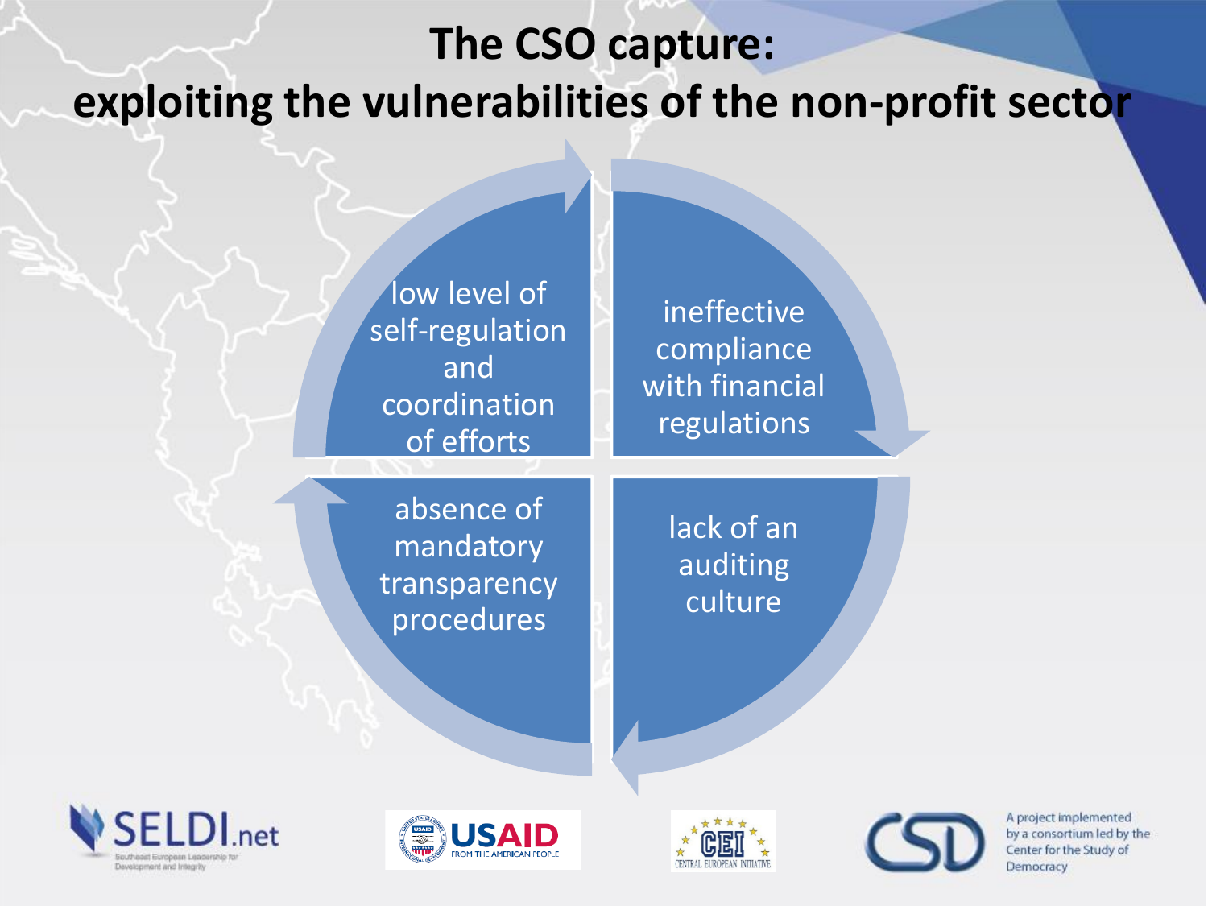# The CSO capture: exploiting the vulnerabilities of the non-profit sector

- low level of self-regulation and coordination of efforts
- ineffective compliance with financial regulations
- lack of an auditing culture
- absence of mandatory transparency procedures

SELDI.net Southeast European Leadership for Development and Integrity

USAID FROM THE AMERICAN PEOPLE

CEI CENTRAL EUROPEAN INITIATIVE

CSD A project implemented by a consortium led by the Center for the Study of Democracy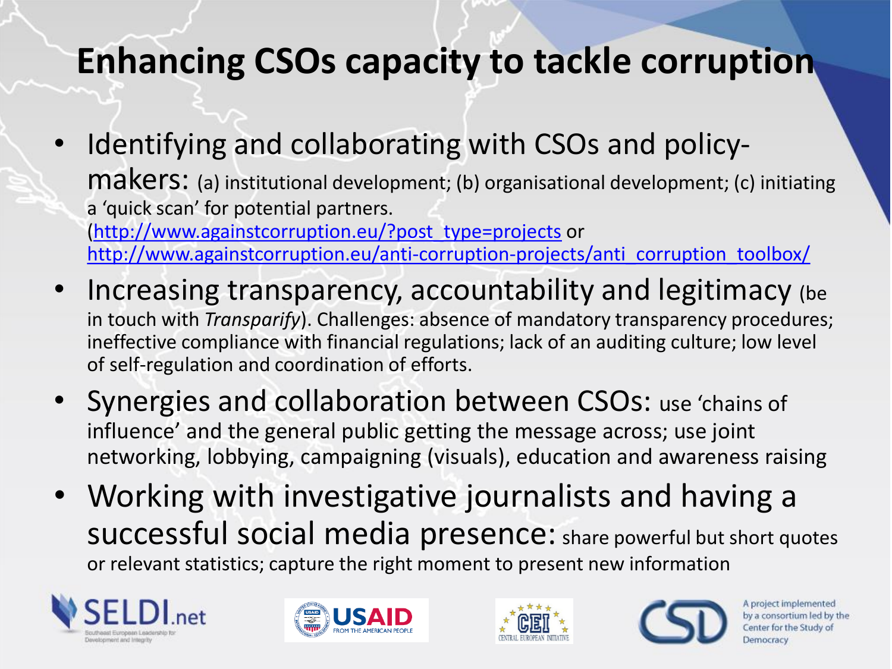# Enhancing CSOs capacity to tackle corruption

- **Identifying and collaborating with CSOs and policy-makers:** (a) institutional development; (b) organisational development; (c) initiating a 'quick scan' for potential partners. (http://www.againstcorruption.eu/?post_type=projects or http://www.againstcorruption.eu/anti-corruption-projects/anti_corruption_toolbox/
- **Increasing transparency, accountability and legitimacy** (be in touch with *Transparify*). Challenges: absence of mandatory transparency procedures; ineffective compliance with financial regulations; lack of an auditing culture; low level of self-regulation and coordination of efforts.
- **Synergies and collaboration between CSOs:** use 'chains of influence' and the general public getting the message across; use joint networking, lobbying, campaigning (visuals), education and awareness raising
- **Working with investigative journalists and having a successful social media presence:** share powerful but short quotes or relevant statistics; capture the right moment to present new information

SELDI.net — Southeast European Leadership for Development and Integrity | USAID FROM THE AMERICAN PEOPLE | CEI CENTRAL EUROPEAN INITIATIVE | CSD — A project implemented by a consortium led by the Center for the Study of Democracy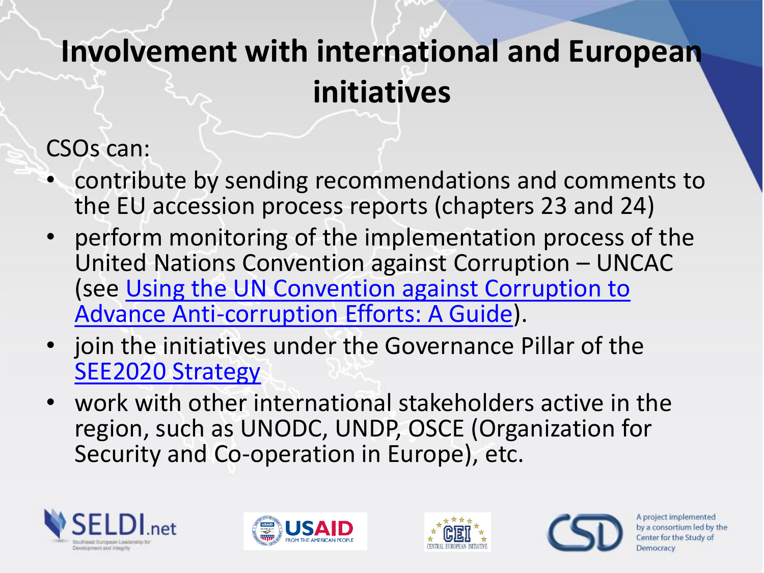# Involvement with international and European initiatives

CSOs can:

- contribute by sending recommendations and comments to the EU accession process reports (chapters 23 and 24)
- perform monitoring of the implementation process of the United Nations Convention against Corruption – UNCAC (see Using the UN Convention against Corruption to Advance Anti-corruption Efforts: A Guide).
- join the initiatives under the Governance Pillar of the SEE2020 Strategy
- work with other international stakeholders active in the region, such as UNODC, UNDP, OSCE (Organization for Security and Co-operation in Europe), etc.

A project implemented by a consortium led by the Center for the Study of Democracy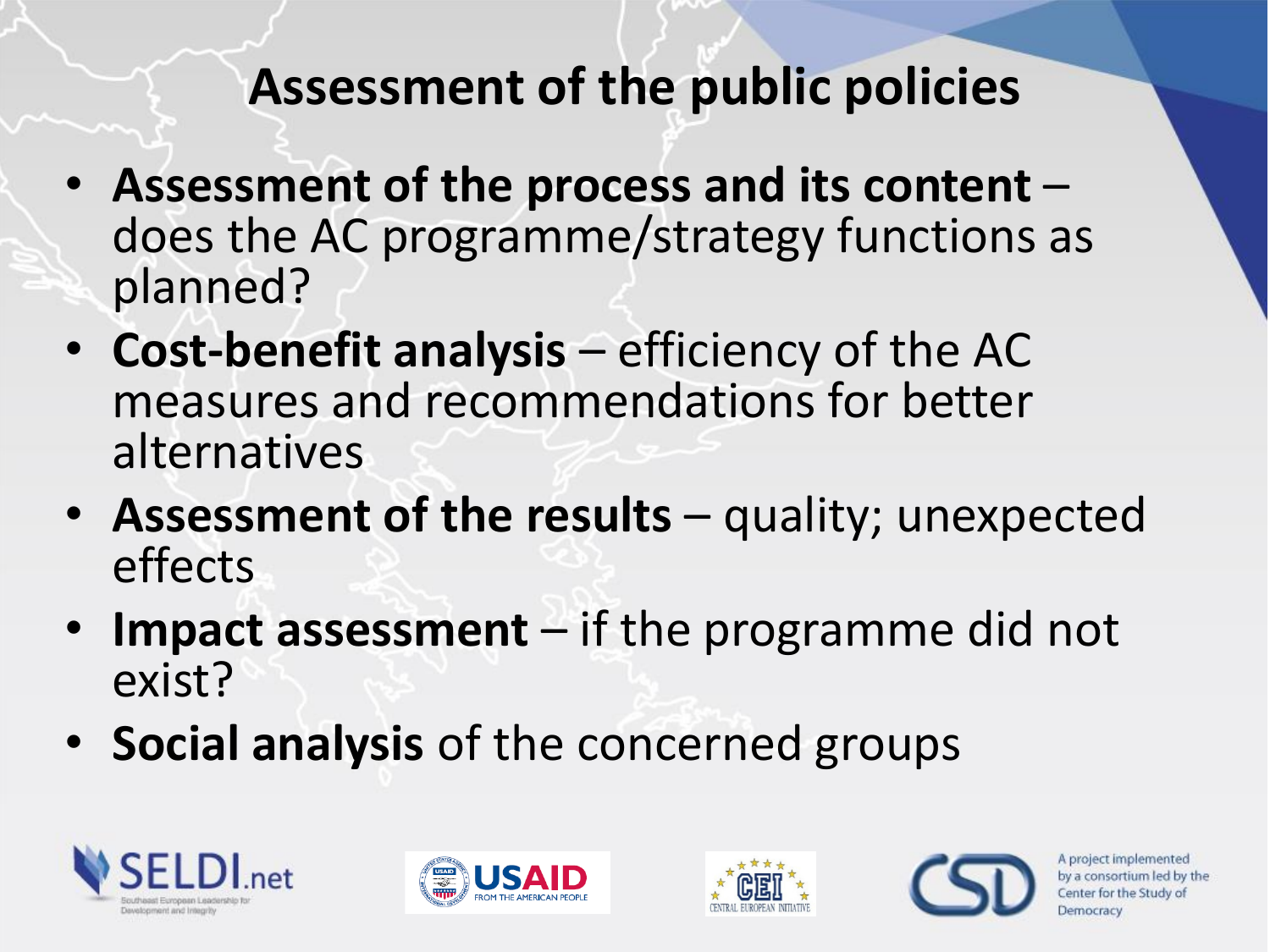# Assessment of the public policies

- **Assessment of the process and its content** – does the AC programme/strategy functions as planned?
- **Cost-benefit analysis** – efficiency of the AC measures and recommendations for better alternatives
- **Assessment of the results** – quality; unexpected effects
- **Impact assessment** – if the programme did not exist?
- **Social analysis** of the concerned groups

A project implemented by a consortium led by the Center for the Study of Democracy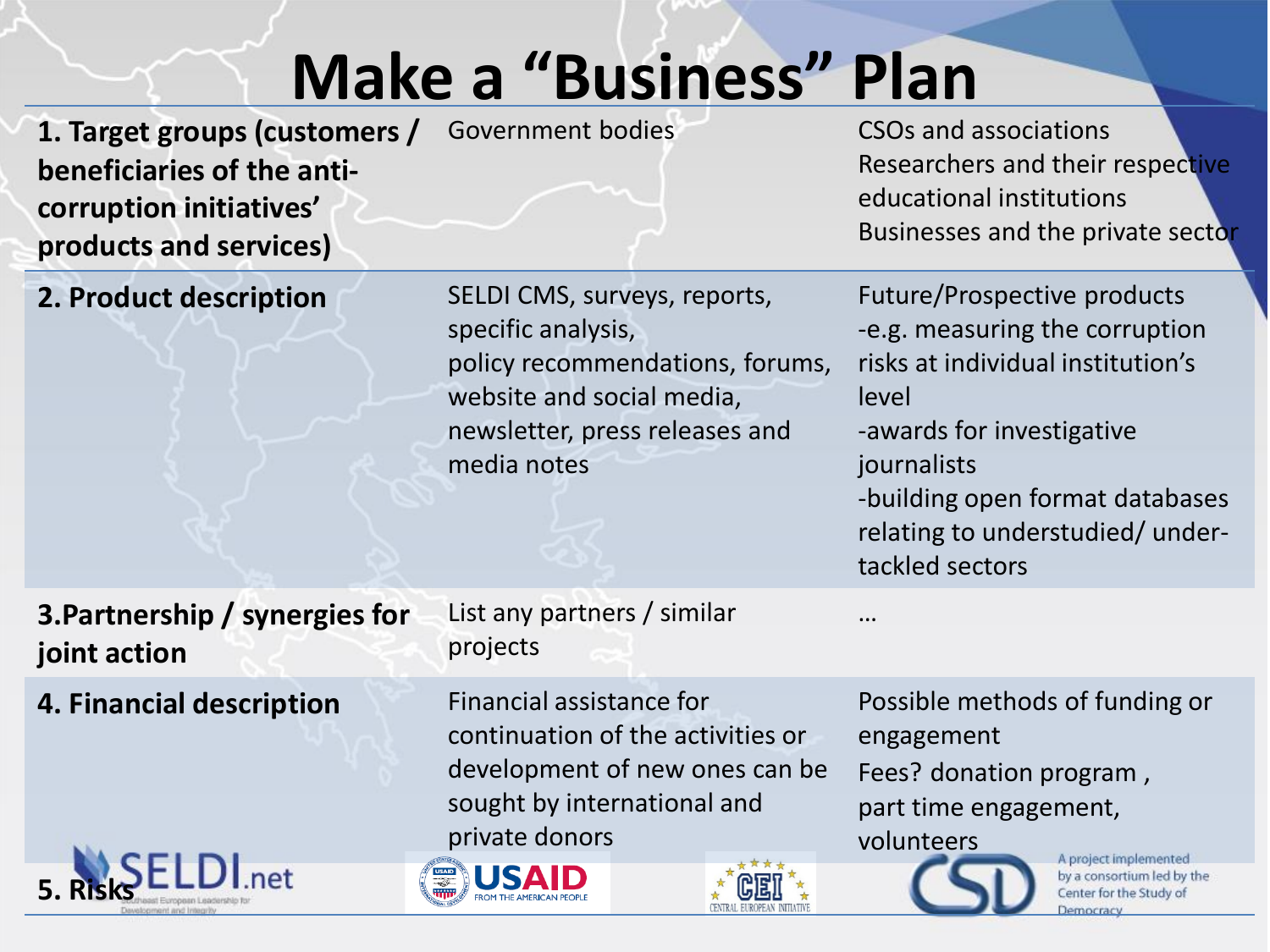# Make a "Business" Plan

| | | |
|---|---|---|
| **1. Target groups (customers / beneficiaries of the anti-corruption initiatives' products and services)** | Government bodies | CSOs and associations<br>Researchers and their respective educational institutions<br>Businesses and the private sector |
| **2. Product description** | SELDI CMS, surveys, reports, specific analysis,<br>policy recommendations, forums, website and social media, newsletter, press releases and media notes | Future/Prospective products<br>-e.g. measuring the corruption risks at individual institution's level<br>-awards for investigative journalists<br>-building open format databases relating to understudied/ under-tackled sectors |
| **3.Partnership / synergies for joint action** | List any partners / similar projects | … |
| **4. Financial description** | Financial assistance for continuation of the activities or development of new ones can be sought by international and private donors | Possible methods of funding or engagement<br>Fees? donation program ,<br>part time engagement,<br>volunteers |
| **5. Risks** | | |

A project implemented by a consortium led by the Center for the Study of Democracy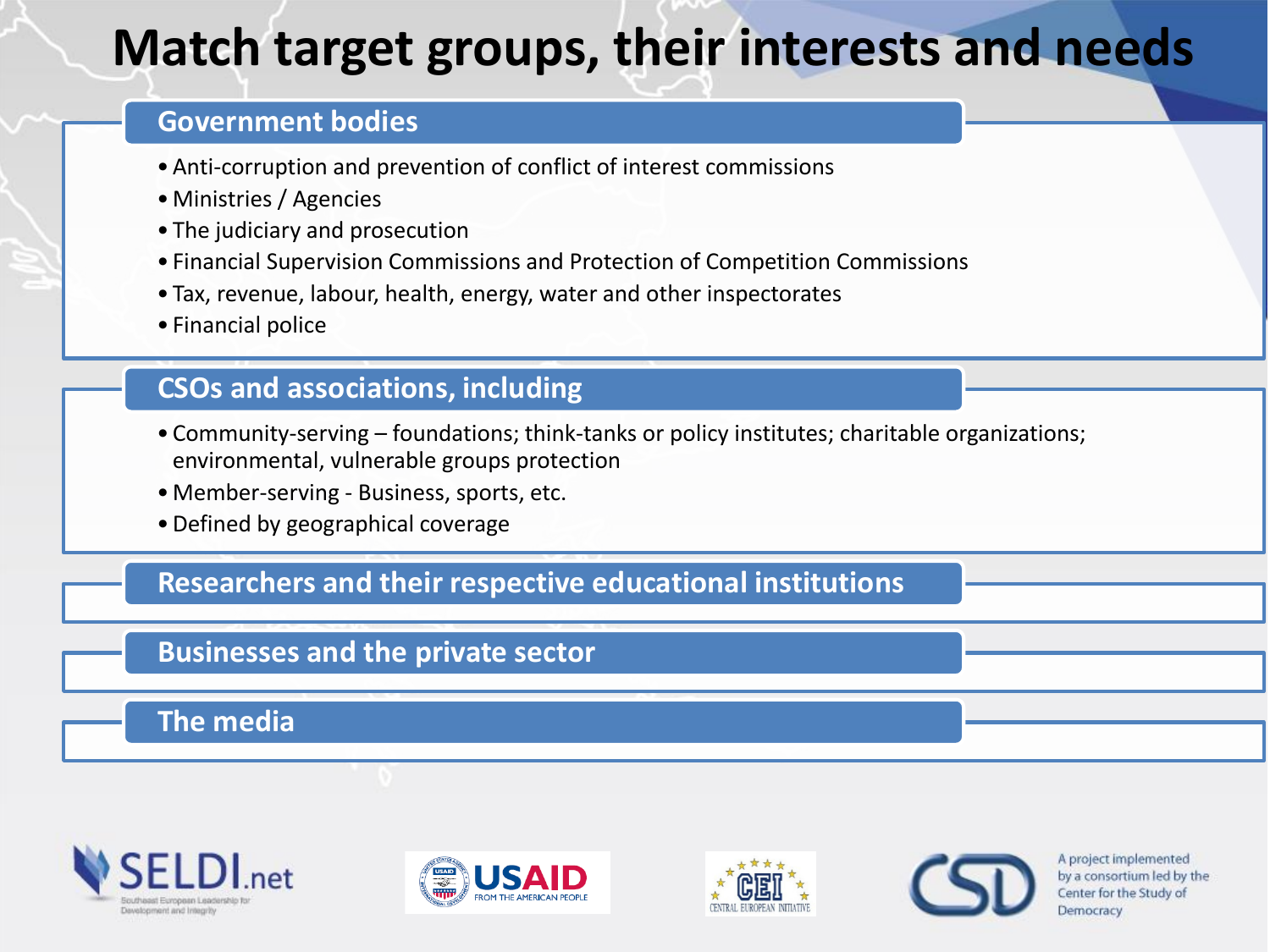# Match target groups, their interests and needs

## Government bodies

- Anti-corruption and prevention of conflict of interest commissions
- Ministries / Agencies
- The judiciary and prosecution
- Financial Supervision Commissions and Protection of Competition Commissions
- Tax, revenue, labour, health, energy, water and other inspectorates
- Financial police

## CSOs and associations, including

- Community-serving – foundations; think-tanks or policy institutes; charitable organizations; environmental, vulnerable groups protection
- Member-serving - Business, sports, etc.
- Defined by geographical coverage

## Researchers and their respective educational institutions

## Businesses and the private sector

## The media

SELDI.net – Southeast European Leadership for Development and Integrity

USAID – FROM THE AMERICAN PEOPLE

CEI – CENTRAL EUROPEAN INITIATIVE

CSD – A project implemented by a consortium led by the Center for the Study of Democracy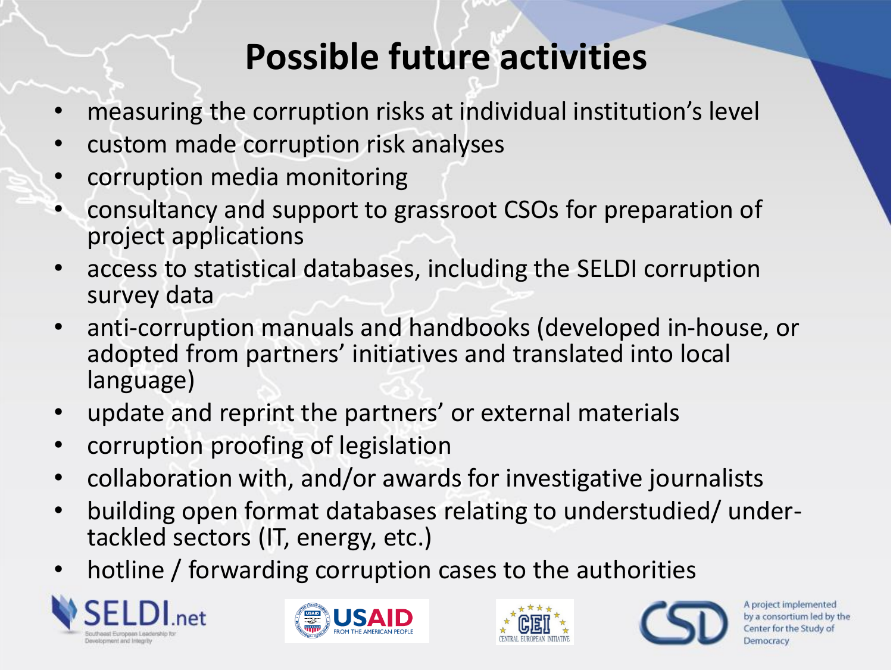# Possible future activities

- measuring the corruption risks at individual institution's level
- custom made corruption risk analyses
- corruption media monitoring
- consultancy and support to grassroot CSOs for preparation of project applications
- access to statistical databases, including the SELDI corruption survey data
- anti-corruption manuals and handbooks (developed in-house, or adopted from partners' initiatives and translated into local language)
- update and reprint the partners' or external materials
- corruption proofing of legislation
- collaboration with, and/or awards for investigative journalists
- building open format databases relating to understudied/ under-tackled sectors (IT, energy, etc.)
- hotline / forwarding corruption cases to the authorities

A project implemented by a consortium led by the Center for the Study of Democracy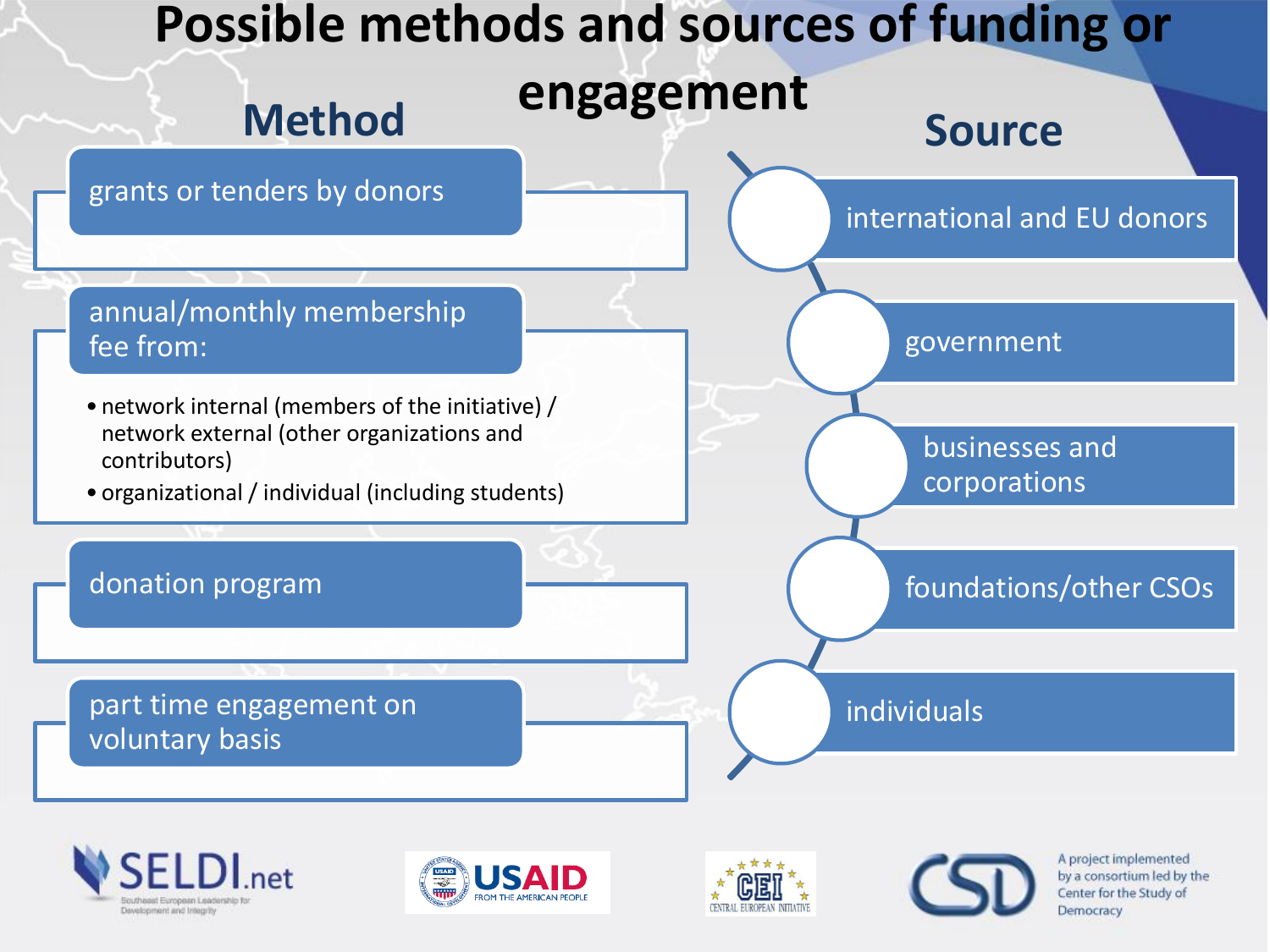# Possible methods and sources of funding or engagement

## Method

- grants or tenders by donors
- annual/monthly membership fee from:
  - network internal (members of the initiative) / network external (other organizations and contributors)
  - organizational / individual (including students)
- donation program
- part time engagement on voluntary basis

## Source

- international and EU donors
- government
- businesses and corporations
- foundations/other CSOs
- individuals

SELDI.net – Southeast European Leadership for Development and Integrity

USAID – FROM THE AMERICAN PEOPLE

CEI – CENTRAL EUROPEAN INITIATIVE

CSD – A project implemented by a consortium led by the Center for the Study of Democracy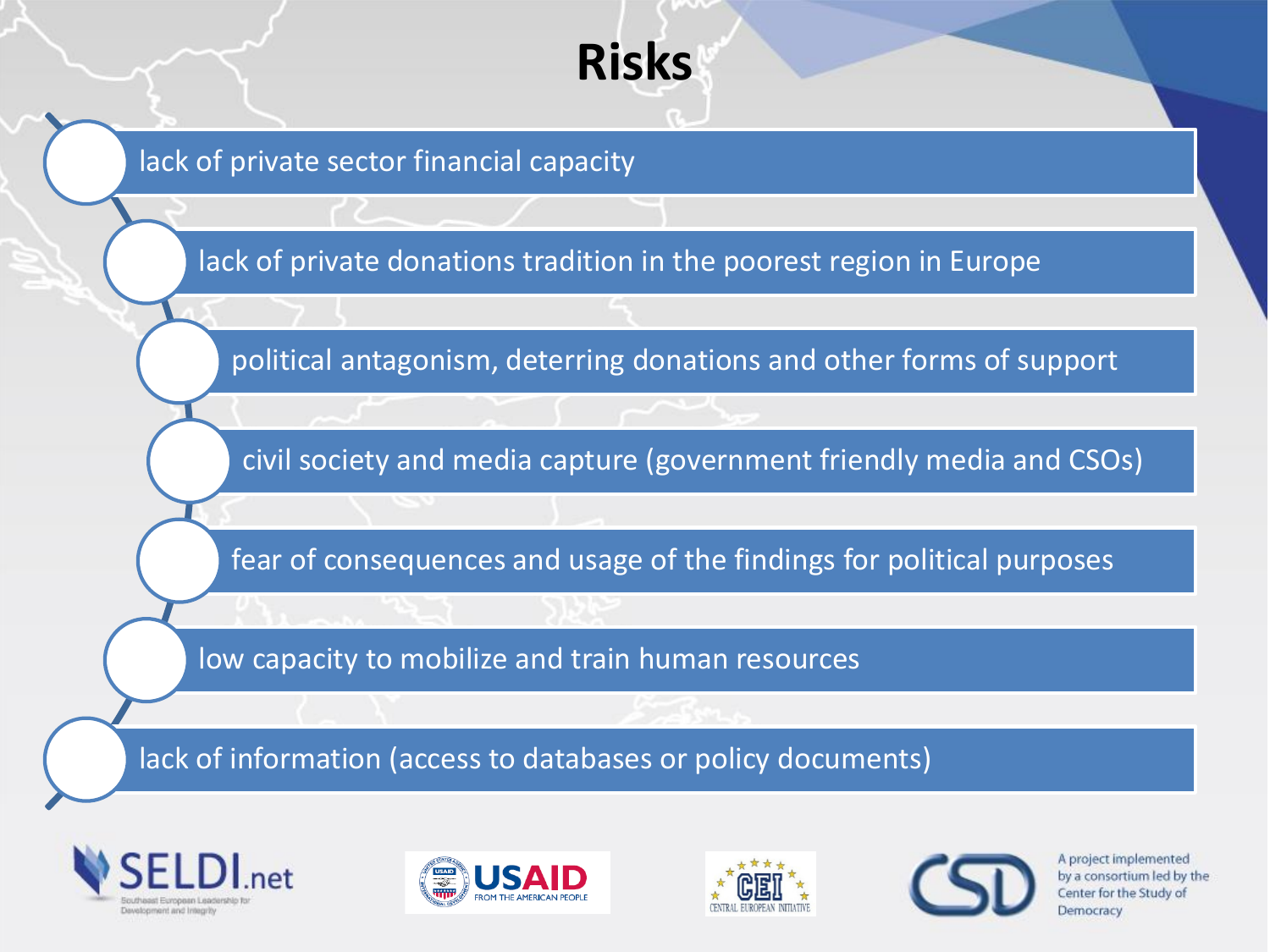# Risks

- lack of private sector financial capacity
- lack of private donations tradition in the poorest region in Europe
- political antagonism, deterring donations and other forms of support
- civil society and media capture (government friendly media and CSOs)
- fear of consequences and usage of the findings for political purposes
- low capacity to mobilize and train human resources
- lack of information (access to databases or policy documents)

SELDI.net Southeast European Leadership for Development and Integrity

USAID FROM THE AMERICAN PEOPLE

CEI CENTRAL EUROPEAN INITIATIVE

CSD A project implemented by a consortium led by the Center for the Study of Democracy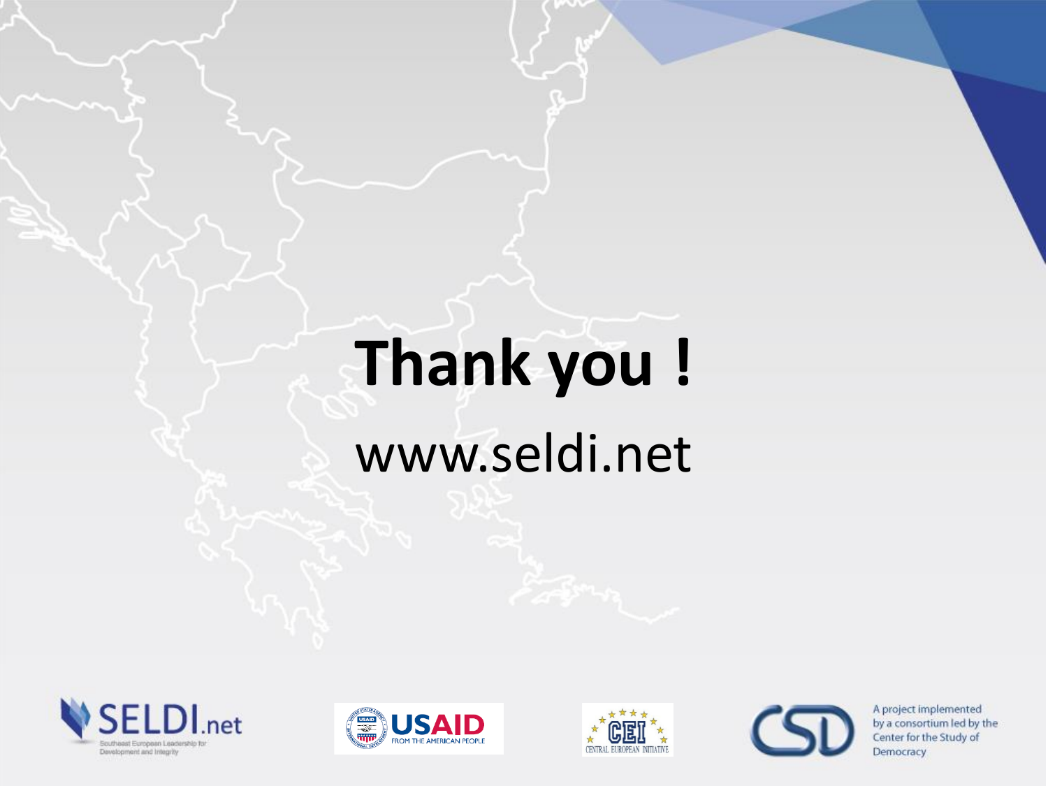# Thank you !

www.seldi.net

A project implemented by a consortium led by the Center for the Study of Democracy